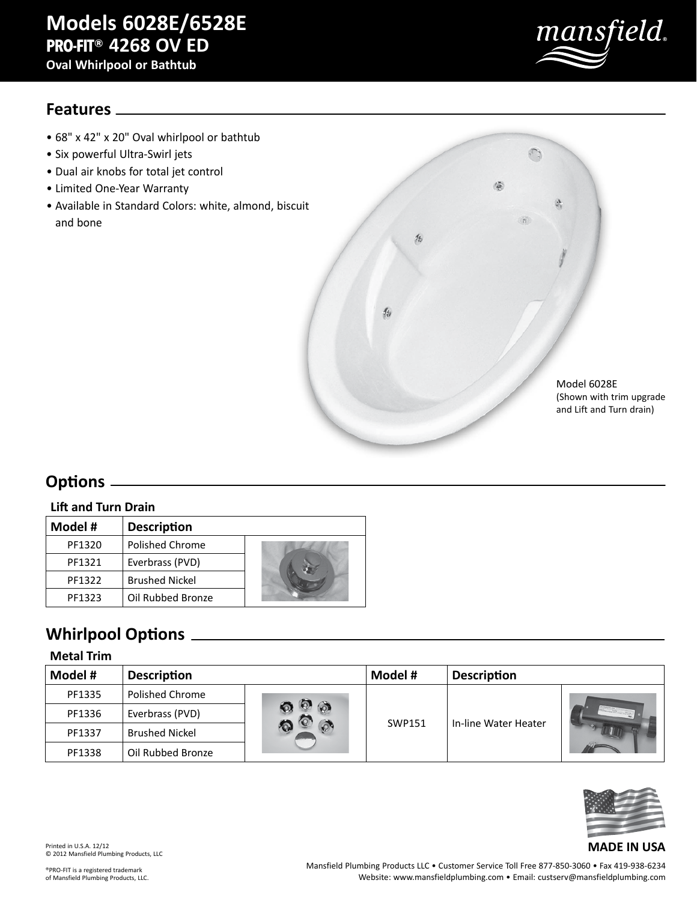# Models 6028E/6528E

## PRO-FIT® 4268 OV ED

### Oval Whirlpool or Bathtub

mansfield®

## Features

- 68" x 42" x 20" Oval whirlpool or bathtub
- Six powerful Ultra-Swirl jets
- Dual air knobs for total jet control
- Limited One-Year Warranty
- Available in Standard Colors: white, almond, biscuit and bone

Model 6028E
(Shown with trim upgrade and Lift and Turn drain)

## Options

**Lift and Turn Drain**

| Model # | Description |
|---|---|
| PF1320 | Polished Chrome |
| PF1321 | Everbrass (PVD) |
| PF1322 | Brushed Nickel |
| PF1323 | Oil Rubbed Bronze |

## Whirlpool Options

**Metal Trim**

| Model # | Description | Model # | Description |
|---|---|---|---|
| PF1335 | Polished Chrome | SWP151 | In-line Water Heater |
| PF1336 | Everbrass (PVD) | | |
| PF1337 | Brushed Nickel | | |
| PF1338 | Oil Rubbed Bronze | | |

**MADE IN USA**

Printed in U.S.A. 12/12
© 2012 Mansfield Plumbing Products, LLC

®PRO-FIT is a registered trademark of Mansfield Plumbing Products, LLC.

Mansfield Plumbing Products LLC • Customer Service Toll Free 877-850-3060 • Fax 419-938-6234
Website: www.mansfieldplumbing.com • Email: custserv@mansfieldplumbing.com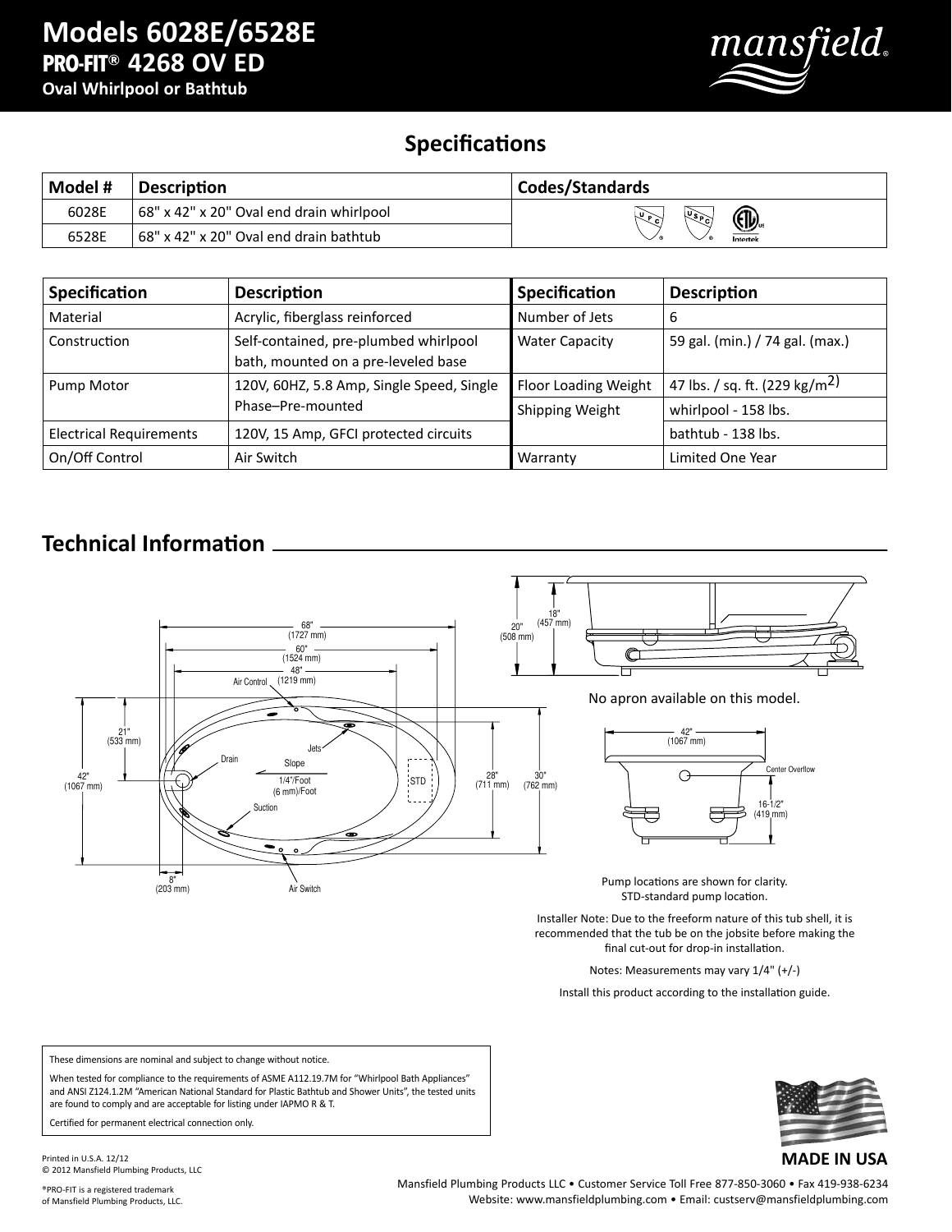# Models 6028E/6528E
## PRO-FIT® 4268 OV ED
### Oval Whirlpool or Bathtub

mansfield®

## Specifications

| Model # | Description | Codes/Standards |
|---|---|---|
| 6028E | 68" x 42" x 20" Oval end drain whirlpool | UPC® USPC® ETL Intertek |
| 6528E | 68" x 42" x 20" Oval end drain bathtub | |

| Specification | Description | Specification | Description |
|---|---|---|---|
| Material | Acrylic, fiberglass reinforced | Number of Jets | 6 |
| Construction | Self-contained, pre-plumbed whirlpool bath, mounted on a pre-leveled base | Water Capacity | 59 gal. (min.) / 74 gal. (max.) |
| Pump Motor | 120V, 60HZ, 5.8 Amp, Single Speed, Single Phase–Pre-mounted | Floor Loading Weight | 47 lbs. / sq. ft. (229 kg/m2) |
| | | Shipping Weight | whirlpool - 158 lbs. |
| Electrical Requirements | 120V, 15 Amp, GFCI protected circuits | | bathtub - 138 lbs. |
| On/Off Control | Air Switch | Warranty | Limited One Year |

## Technical Information

68" (1727 mm)
60" (1524 mm)
48" (1219 mm)
Air Control
21" (533 mm)
42" (1067 mm)
Jets
Drain
Slope
1/4"/Foot (6 mm)/Foot
STD
Suction
28" (711 mm)
30" (762 mm)
8" (203 mm)
Air Switch

20" (508 mm)
18" (457 mm)

No apron available on this model.

42" (1067 mm)
Center Overflow
16-1/2" (419 mm)

Pump locations are shown for clarity.
STD-standard pump location.

Installer Note: Due to the freeform nature of this tub shell, it is recommended that the tub be on the jobsite before making the final cut-out for drop-in installation.

Notes: Measurements may vary 1/4" (+/-)

Install this product according to the installation guide.

These dimensions are nominal and subject to change without notice.

When tested for compliance to the requirements of ASME A112.19.7M for "Whirlpool Bath Appliances" and ANSI Z124.1.2M "American National Standard for Plastic Bathtub and Shower Units", the tested units are found to comply and are acceptable for listing under IAPMO R & T.

Certified for permanent electrical connection only.

**MADE IN USA**

Printed in U.S.A. 12/12
© 2012 Mansfield Plumbing Products, LLC

®PRO-FIT is a registered trademark of Mansfield Plumbing Products, LLC.

Mansfield Plumbing Products LLC • Customer Service Toll Free 877-850-3060 • Fax 419-938-6234
Website: www.mansfieldplumbing.com • Email: custserv@mansfieldplumbing.com